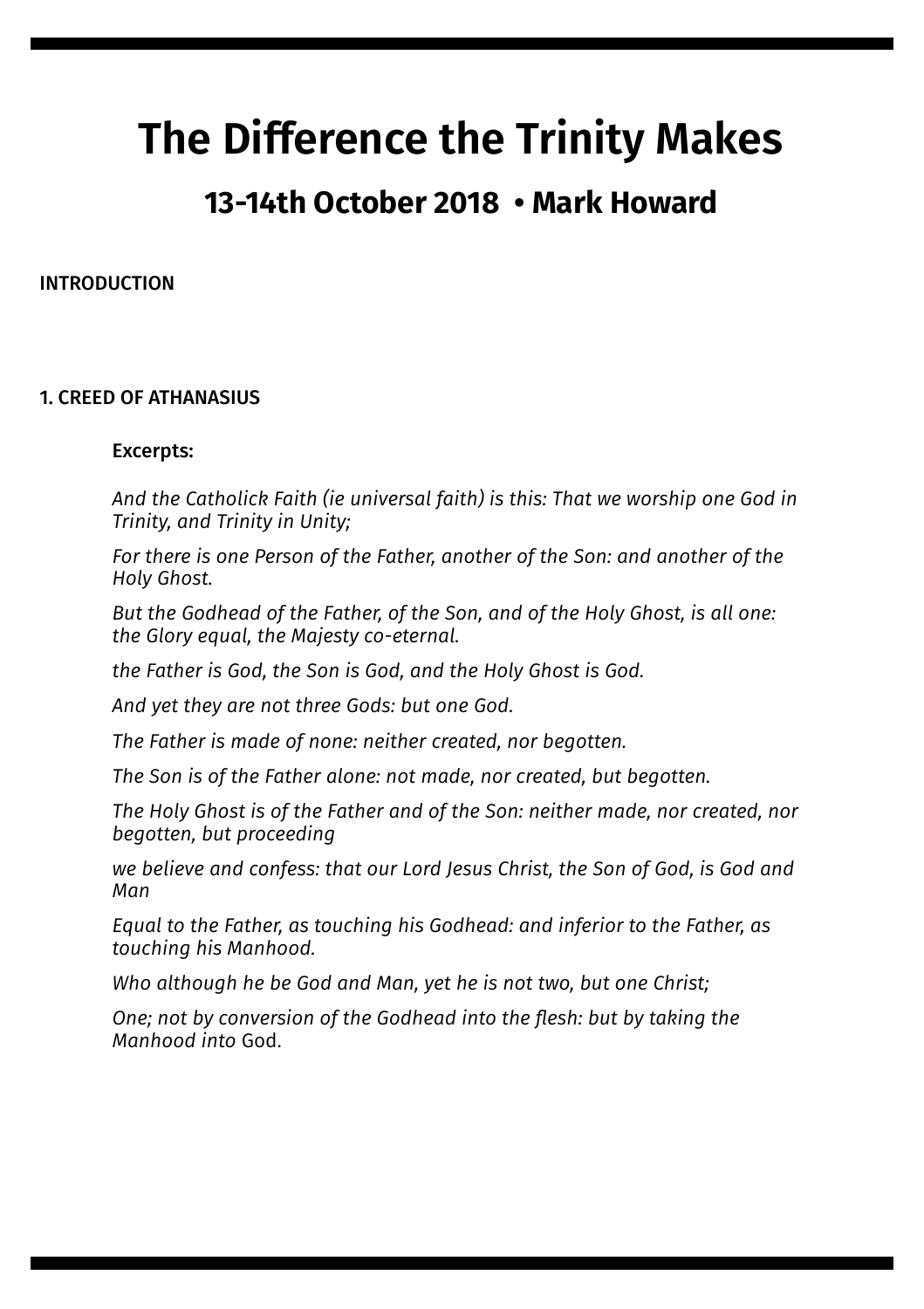# The Difference the Trinity Makes

## 13-14th October 2018 • Mark Howard

INTRODUCTION

1. CREED OF ATHANASIUS

Excerpts:

*And the Catholick Faith (ie universal faith) is this: That we worship one God in Trinity, and Trinity in Unity;*

*For there is one Person of the Father, another of the Son: and another of the Holy Ghost.*

*But the Godhead of the Father, of the Son, and of the Holy Ghost, is all one: the Glory equal, the Majesty co-eternal.*

*the Father is God, the Son is God, and the Holy Ghost is God.*

*And yet they are not three Gods: but one God.*

*The Father is made of none: neither created, nor begotten.*

*The Son is of the Father alone: not made, nor created, but begotten.*

*The Holy Ghost is of the Father and of the Son: neither made, nor created, nor begotten, but proceeding*

*we believe and confess: that our Lord Jesus Christ, the Son of God, is God and Man*

*Equal to the Father, as touching his Godhead: and inferior to the Father, as touching his Manhood.*

*Who although he be God and Man, yet he is not two, but one Christ;*

*One; not by conversion of the Godhead into the flesh: but by taking the Manhood into* God.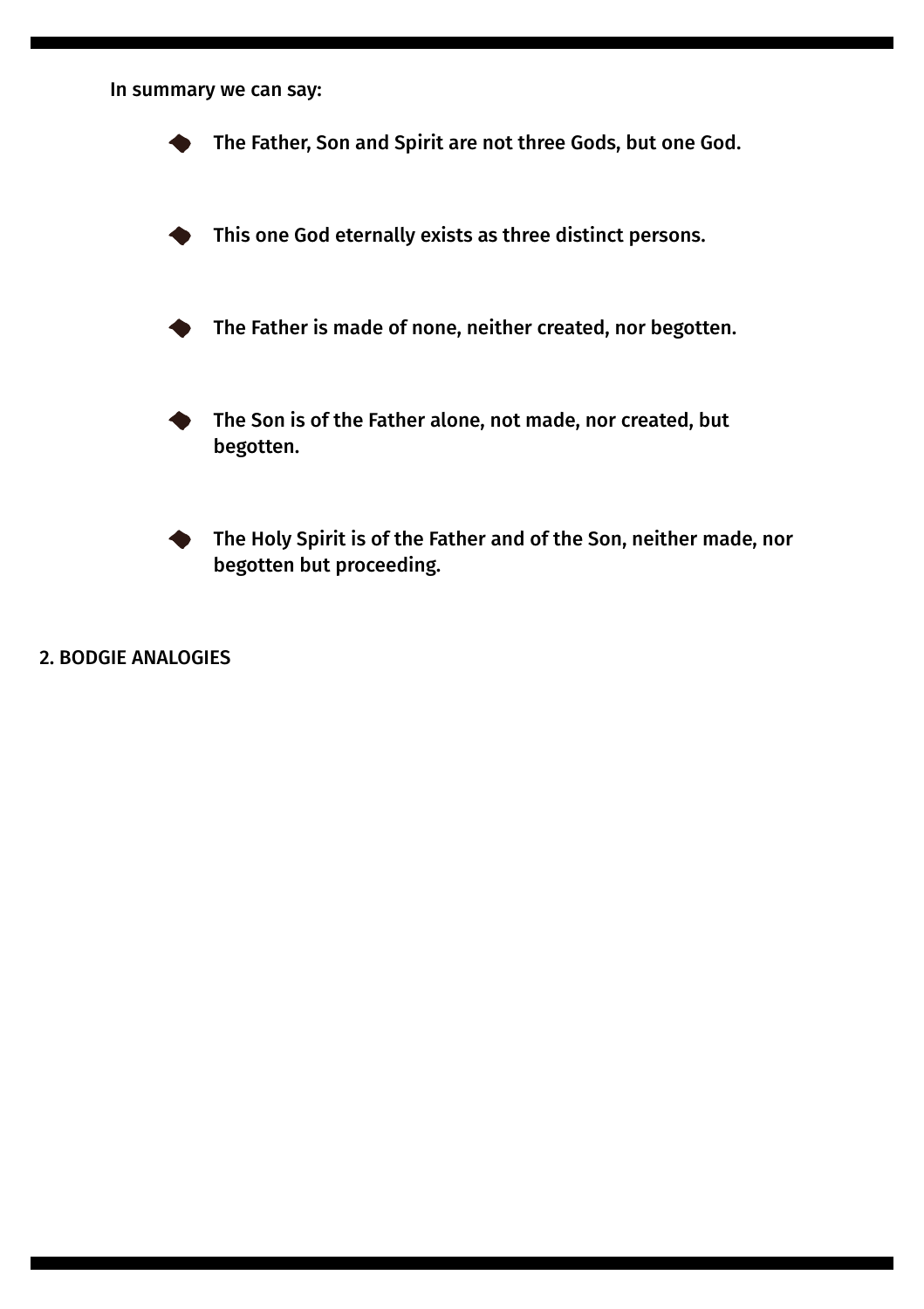**In summary we can say:**

- **The Father, Son and Spirit are not three Gods, but one God.**
- **This one God eternally exists as three distinct persons.**
- **The Father is made of none, neither created, nor begotten.**
- **The Son is of the Father alone, not made, nor created, but begotten.**
- **The Holy Spirit is of the Father and of the Son, neither made, nor begotten but proceeding.**

## 2. BODGIE ANALOGIES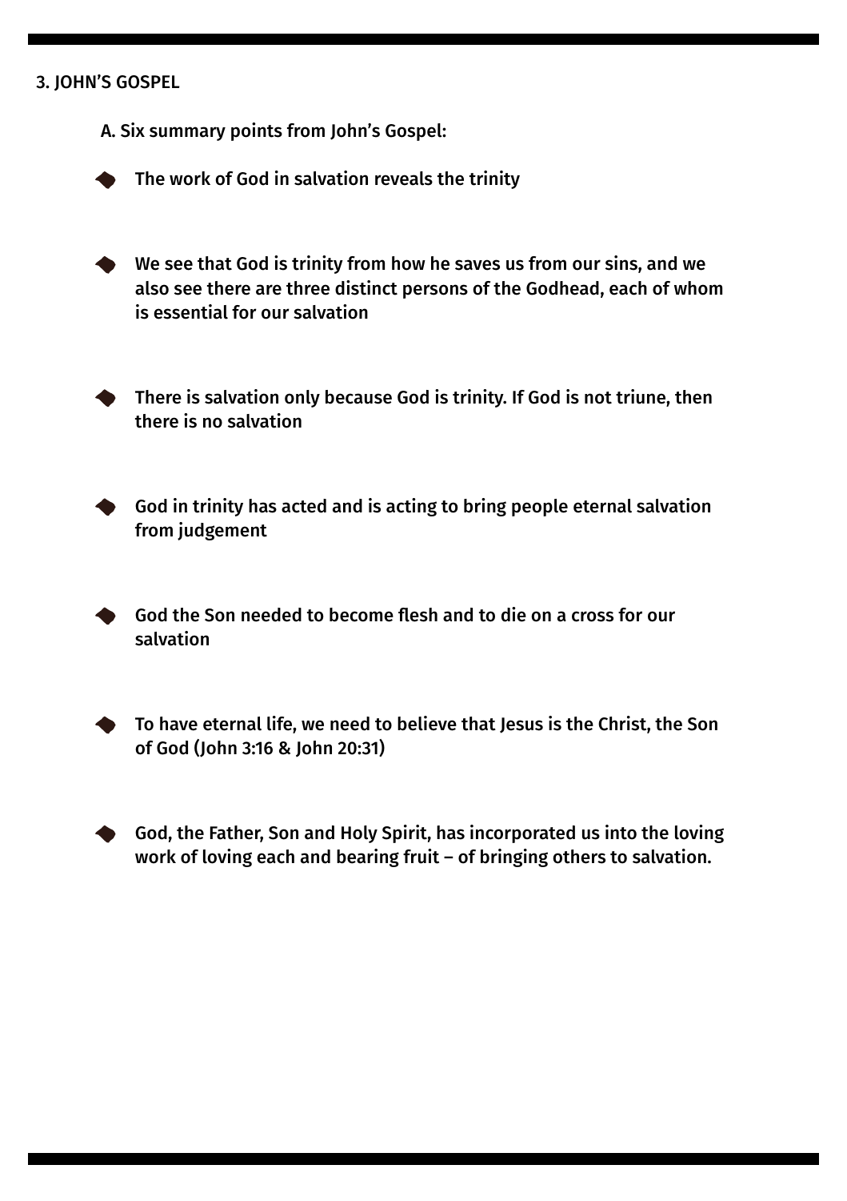## 3. JOHN'S GOSPEL

**A. Six summary points from John's Gospel:**

- **The work of God in salvation reveals the trinity**
- **We see that God is trinity from how he saves us from our sins, and we also see there are three distinct persons of the Godhead, each of whom is essential for our salvation**
- **There is salvation only because God is trinity. If God is not triune, then there is no salvation**
- **God in trinity has acted and is acting to bring people eternal salvation from judgement**
- **God the Son needed to become flesh and to die on a cross for our salvation**
- **To have eternal life, we need to believe that Jesus is the Christ, the Son of God (John 3:16 & John 20:31)**
- **God, the Father, Son and Holy Spirit, has incorporated us into the loving work of loving each and bearing fruit – of bringing others to salvation.**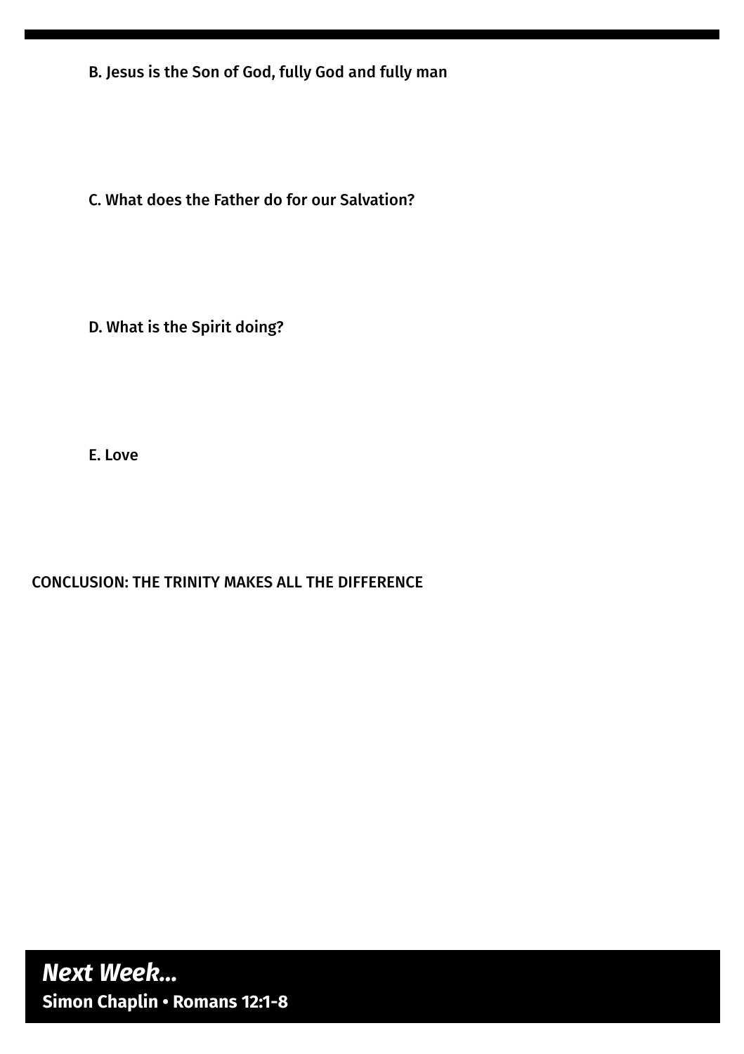B. Jesus is the Son of God, fully God and fully man

C. What does the Father do for our Salvation?

D. What is the Spirit doing?

E. Love

CONCLUSION: THE TRINITY MAKES ALL THE DIFFERENCE

***Next Week...***

**Simon Chaplin • Romans 12:1-8**